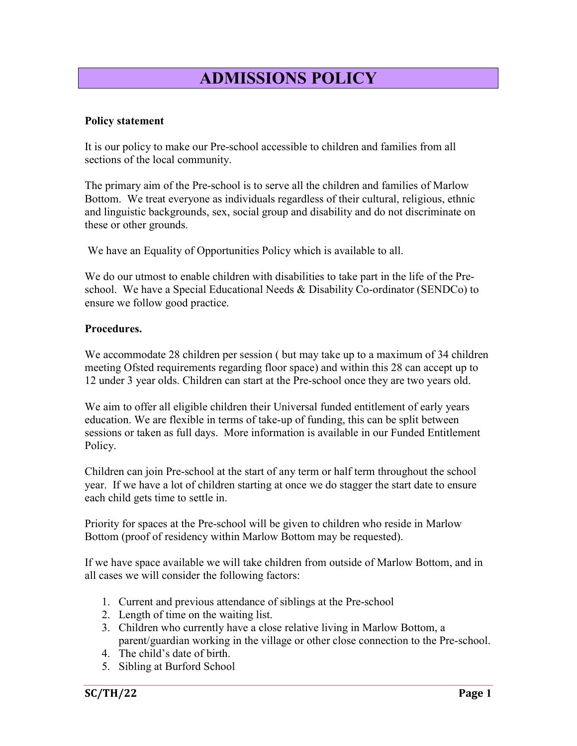# ADMISSIONS POLICY

**Policy statement**

It is our policy to make our Pre-school accessible to children and families from all sections of the local community.

The primary aim of the Pre-school is to serve all the children and families of Marlow Bottom. We treat everyone as individuals regardless of their cultural, religious, ethnic and linguistic backgrounds, sex, social group and disability and do not discriminate on these or other grounds.

We have an Equality of Opportunities Policy which is available to all.

We do our utmost to enable children with disabilities to take part in the life of the Pre-school. We have a Special Educational Needs & Disability Co-ordinator (SENDCo) to ensure we follow good practice.

**Procedures.**

We accommodate 28 children per session ( but may take up to a maximum of 34 children meeting Ofsted requirements regarding floor space) and within this 28 can accept up to 12 under 3 year olds. Children can start at the Pre-school once they are two years old.

We aim to offer all eligible children their Universal funded entitlement of early years education. We are flexible in terms of take-up of funding, this can be split between sessions or taken as full days. More information is available in our Funded Entitlement Policy.

Children can join Pre-school at the start of any term or half term throughout the school year. If we have a lot of children starting at once we do stagger the start date to ensure each child gets time to settle in.

Priority for spaces at the Pre-school will be given to children who reside in Marlow Bottom (proof of residency within Marlow Bottom may be requested).

If we have space available we will take children from outside of Marlow Bottom, and in all cases we will consider the following factors:

1. Current and previous attendance of siblings at the Pre-school
2. Length of time on the waiting list.
3. Children who currently have a close relative living in Marlow Bottom, a parent/guardian working in the village or other close connection to the Pre-school.
4. The child's date of birth.
5. Sibling at Burford School

SC/TH/22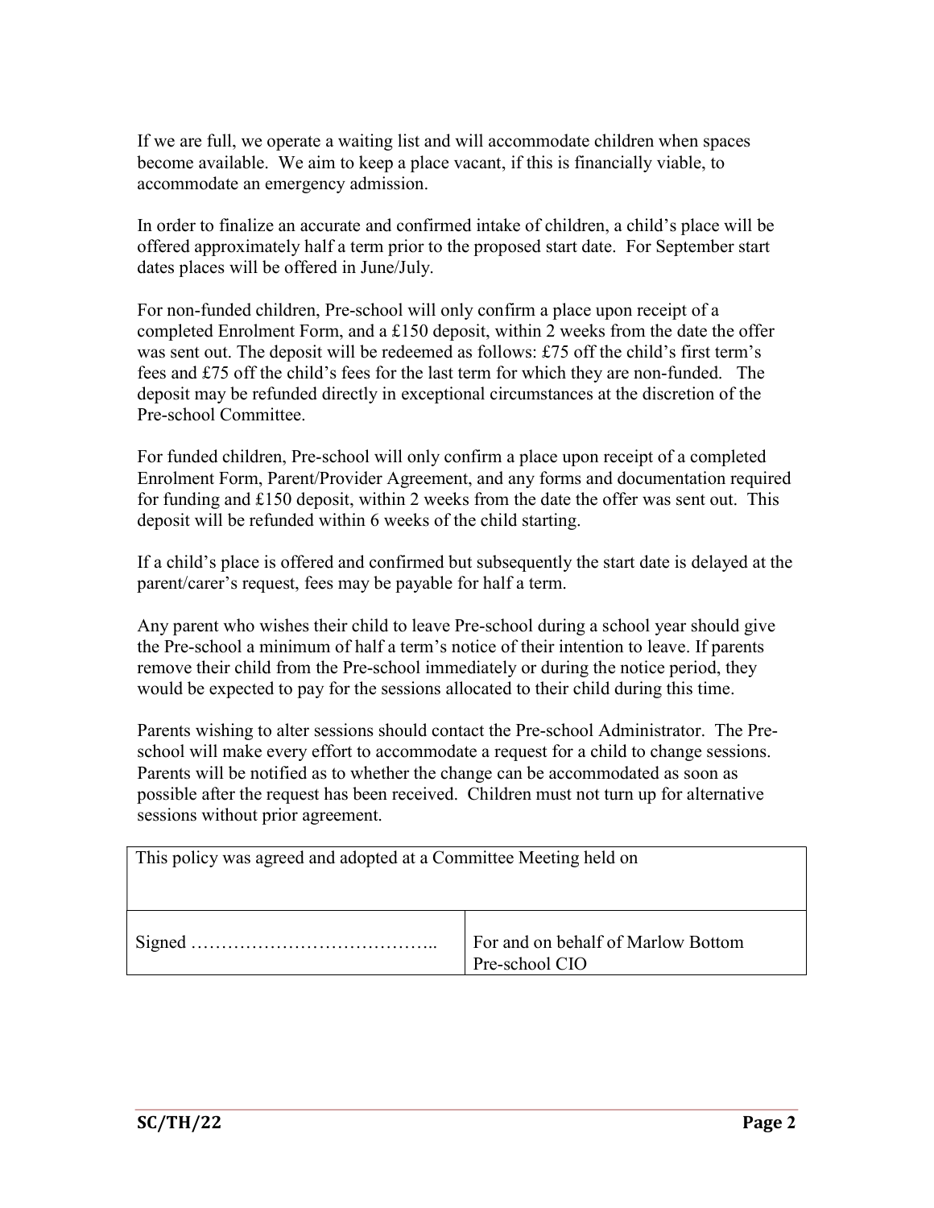If we are full, we operate a waiting list and will accommodate children when spaces become available. We aim to keep a place vacant, if this is financially viable, to accommodate an emergency admission.

In order to finalize an accurate and confirmed intake of children, a child's place will be offered approximately half a term prior to the proposed start date. For September start dates places will be offered in June/July.

For non-funded children, Pre-school will only confirm a place upon receipt of a completed Enrolment Form, and a £150 deposit, within 2 weeks from the date the offer was sent out. The deposit will be redeemed as follows: £75 off the child's first term's fees and £75 off the child's fees for the last term for which they are non-funded. The deposit may be refunded directly in exceptional circumstances at the discretion of the Pre-school Committee.

For funded children, Pre-school will only confirm a place upon receipt of a completed Enrolment Form, Parent/Provider Agreement, and any forms and documentation required for funding and £150 deposit, within 2 weeks from the date the offer was sent out. This deposit will be refunded within 6 weeks of the child starting.

If a child's place is offered and confirmed but subsequently the start date is delayed at the parent/carer's request, fees may be payable for half a term.

Any parent who wishes their child to leave Pre-school during a school year should give the Pre-school a minimum of half a term's notice of their intention to leave. If parents remove their child from the Pre-school immediately or during the notice period, they would be expected to pay for the sessions allocated to their child during this time.

Parents wishing to alter sessions should contact the Pre-school Administrator. The Pre-school will make every effort to accommodate a request for a child to change sessions. Parents will be notified as to whether the change can be accommodated as soon as possible after the request has been received. Children must not turn up for alternative sessions without prior agreement.

| | |
|---|---|
| This policy was agreed and adopted at a Committee Meeting held on | |
| Signed ………………………………….. | For and on behalf of Marlow Bottom Pre-school CIO |

SC/TH/22